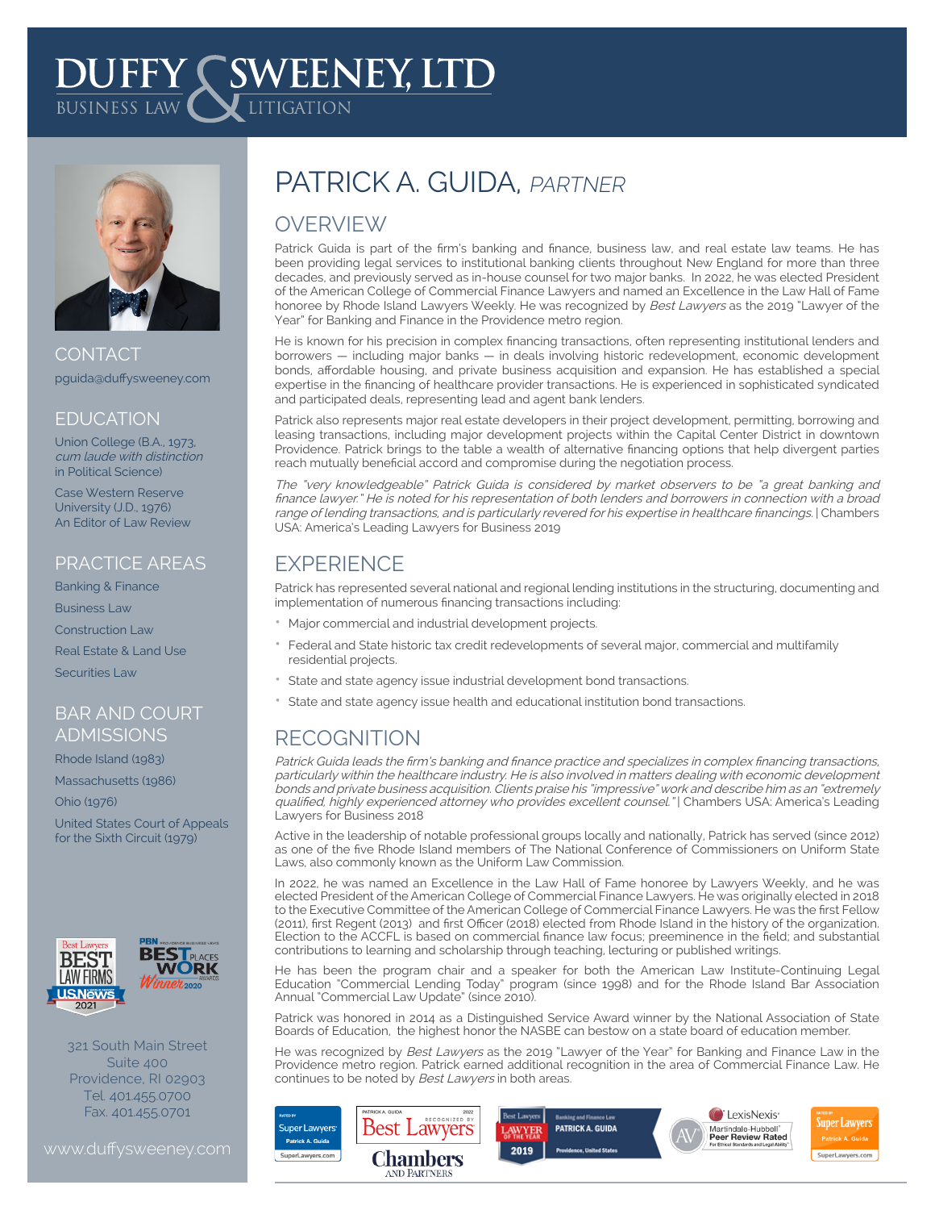# DUFFY & SWEENEY, LTD

BUSINESS LAW & LITIGATION

# PATRICK A. GUIDA, *PARTNER*

## CONTACT

pguida@duffysweeney.com

## EDUCATION

Union College (B.A., 1973, *cum laude with distinction* in Political Science)

Case Western Reserve University (J.D., 1976) An Editor of Law Review

## PRACTICE AREAS

Banking & Finance

Business Law

Construction Law

Real Estate & Land Use

Securities Law

## BAR AND COURT ADMISSIONS

Rhode Island (1983)

Massachusetts (1986)

Ohio (1976)

United States Court of Appeals for the Sixth Circuit (1979)

321 South Main Street
Suite 400
Providence, RI 02903
Tel. 401.455.0700
Fax. 401.455.0701

www.duffysweeney.com

## OVERVIEW

Patrick Guida is part of the firm's banking and finance, business law, and real estate law teams. He has been providing legal services to institutional banking clients throughout New England for more than three decades, and previously served as in-house counsel for two major banks. In 2022, he was elected President of the American College of Commercial Finance Lawyers and named an Excellence in the Law Hall of Fame honoree by Rhode Island Lawyers Weekly. He was recognized by *Best Lawyers* as the 2019 "Lawyer of the Year" for Banking and Finance in the Providence metro region.

He is known for his precision in complex financing transactions, often representing institutional lenders and borrowers — including major banks — in deals involving historic redevelopment, economic development bonds, affordable housing, and private business acquisition and expansion. He has established a special expertise in the financing of healthcare provider transactions. He is experienced in sophisticated syndicated and participated deals, representing lead and agent bank lenders.

Patrick also represents major real estate developers in their project development, permitting, borrowing and leasing transactions, including major development projects within the Capital Center District in downtown Providence. Patrick brings to the table a wealth of alternative financing options that help divergent parties reach mutually beneficial accord and compromise during the negotiation process.

*The "very knowledgeable" Patrick Guida is considered by market observers to be "a great banking and finance lawyer." He is noted for his representation of both lenders and borrowers in connection with a broad range of lending transactions, and is particularly revered for his expertise in healthcare financings.* | Chambers USA: America's Leading Lawyers for Business 2019

## EXPERIENCE

Patrick has represented several national and regional lending institutions in the structuring, documenting and implementation of numerous financing transactions including:

- Major commercial and industrial development projects.
- Federal and State historic tax credit redevelopments of several major, commercial and multifamily residential projects.
- State and state agency issue industrial development bond transactions.
- State and state agency issue health and educational institution bond transactions.

## RECOGNITION

*Patrick Guida leads the firm's banking and finance practice and specializes in complex financing transactions, particularly within the healthcare industry. He is also involved in matters dealing with economic development bonds and private business acquisition. Clients praise his "impressive" work and describe him as an "extremely qualified, highly experienced attorney who provides excellent counsel."* | Chambers USA: America's Leading Lawyers for Business 2018

Active in the leadership of notable professional groups locally and nationally, Patrick has served (since 2012) as one of the five Rhode Island members of The National Conference of Commissioners on Uniform State Laws, also commonly known as the Uniform Law Commission.

In 2022, he was named an Excellence in the Law Hall of Fame honoree by Lawyers Weekly, and he was elected President of the American College of Commercial Finance Lawyers. He was originally elected in 2018 to the Executive Committee of the American College of Commercial Finance Lawyers. He was the first Fellow (2011), first Regent (2013) and first Officer (2018) elected from Rhode Island in the history of the organization. Election to the ACCFL is based on commercial finance law focus; preeminence in the field; and substantial contributions to learning and scholarship through teaching, lecturing or published writings.

He has been the program chair and a speaker for both the American Law Institute-Continuing Legal Education "Commercial Lending Today" program (since 1998) and for the Rhode Island Bar Association Annual "Commercial Law Update" (since 2010).

Patrick was honored in 2014 as a Distinguished Service Award winner by the National Association of State Boards of Education, the highest honor the NASBE can bestow on a state board of education member.

He was recognized by *Best Lawyers* as the 2019 "Lawyer of the Year" for Banking and Finance Law in the Providence metro region. Patrick earned additional recognition in the area of Commercial Finance Law. He continues to be noted by *Best Lawyers* in both areas.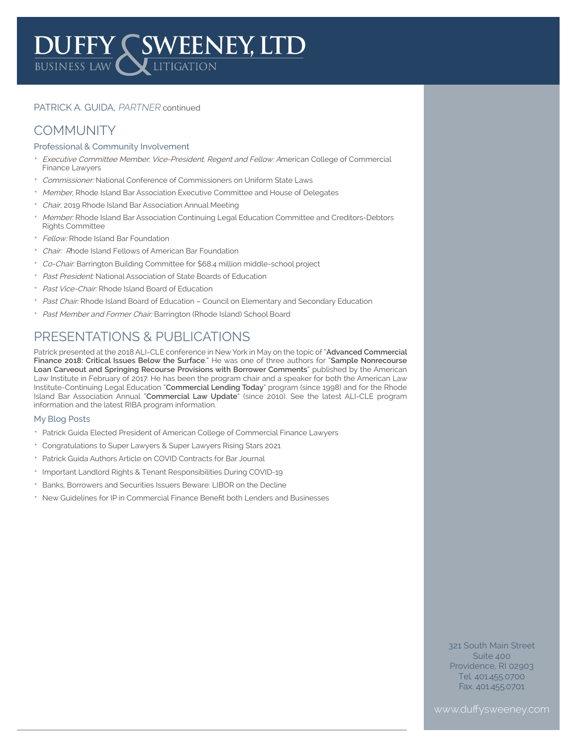PATRICK A. GUIDA, *PARTNER* continued

# COMMUNITY

### Professional & Community Involvement

- *Executive Committee Member, Vice-President, Regent and Fellow: A*merican College of Commercial Finance Lawyers
- *Commissioner:* National Conference of Commissioners on Uniform State Laws
- *Member,* Rhode Island Bar Association Executive Committee and House of Delegates
- *Chair,* 2019 Rhode Island Bar Association Annual Meeting
- *Member:* Rhode Island Bar Association Continuing Legal Education Committee and Creditors-Debtors Rights Committee
- *Fellow:* Rhode Island Bar Foundation
- *Chair: R*hode Island Fellows of American Bar Foundation
- *Co-Chair:* Barrington Building Committee for $68.4 million middle-school project
- *Past President:* National Association of State Boards of Education
- *Past Vice-Chair:* Rhode Island Board of Education
- *Past Chair:* Rhode Island Board of Education – Council on Elementary and Secondary Education
- *Past Member and Former Chair:* Barrington (Rhode Island) School Board

# PRESENTATIONS & PUBLICATIONS

Patrick presented at the 2018 ALI-CLE conference in New York in May on the topic of "**Advanced Commercial Finance 2018: Critical Issues Below the Surface**." He was one of three authors for "**Sample Nonrecourse Loan Carveout and Springing Recourse Provisions with Borrower Comments**" published by the American Law Institute in February of 2017. He has been the program chair and a speaker for both the American Law Institute-Continuing Legal Education "**Commercial Lending Today**" program (since 1998) and for the Rhode Island Bar Association Annual "**Commercial Law Update**" (since 2010). See the latest ALI-CLE program information and the latest RIBA program information.

### My Blog Posts

- Patrick Guida Elected President of American College of Commercial Finance Lawyers
- Congratulations to Super Lawyers & Super Lawyers Rising Stars 2021
- Patrick Guida Authors Article on COVID Contracts for Bar Journal
- Important Landlord Rights & Tenant Responsibilities During COVID-19
- Banks, Borrowers and Securities Issuers Beware: LIBOR on the Decline
- New Guidelines for IP in Commercial Finance Benefit both Lenders and Businesses

321 South Main Street
Suite 400
Providence, RI 02903
Tel. 401.455.0700
Fax. 401.455.0701

www.duffysweeney.com